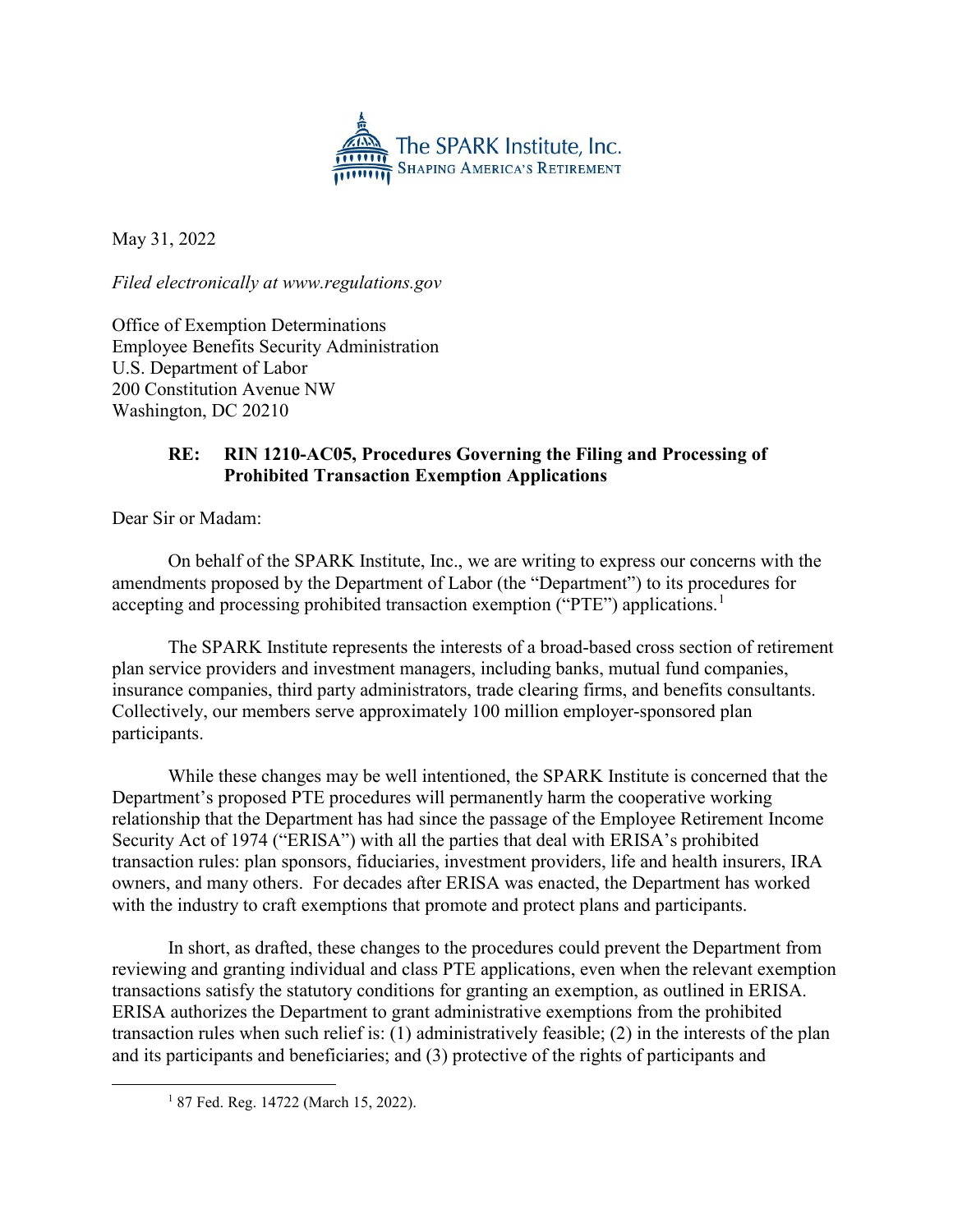The SPARK Institute, Inc.
SHAPING AMERICA'S RETIREMENT

May 31, 2022

*Filed electronically at www.regulations.gov*

Office of Exemption Determinations
Employee Benefits Security Administration
U.S. Department of Labor
200 Constitution Avenue NW
Washington, DC 20210

**RE: RIN 1210-AC05, Procedures Governing the Filing and Processing of Prohibited Transaction Exemption Applications**

Dear Sir or Madam:

On behalf of the SPARK Institute, Inc., we are writing to express our concerns with the amendments proposed by the Department of Labor (the "Department") to its procedures for accepting and processing prohibited transaction exemption ("PTE") applications.[1]

The SPARK Institute represents the interests of a broad-based cross section of retirement plan service providers and investment managers, including banks, mutual fund companies, insurance companies, third party administrators, trade clearing firms, and benefits consultants. Collectively, our members serve approximately 100 million employer-sponsored plan participants.

While these changes may be well intentioned, the SPARK Institute is concerned that the Department's proposed PTE procedures will permanently harm the cooperative working relationship that the Department has had since the passage of the Employee Retirement Income Security Act of 1974 ("ERISA") with all the parties that deal with ERISA's prohibited transaction rules: plan sponsors, fiduciaries, investment providers, life and health insurers, IRA owners, and many others. For decades after ERISA was enacted, the Department has worked with the industry to craft exemptions that promote and protect plans and participants.

In short, as drafted, these changes to the procedures could prevent the Department from reviewing and granting individual and class PTE applications, even when the relevant exemption transactions satisfy the statutory conditions for granting an exemption, as outlined in ERISA. ERISA authorizes the Department to grant administrative exemptions from the prohibited transaction rules when such relief is: (1) administratively feasible; (2) in the interests of the plan and its participants and beneficiaries; and (3) protective of the rights of participants and

[1] 87 Fed. Reg. 14722 (March 15, 2022).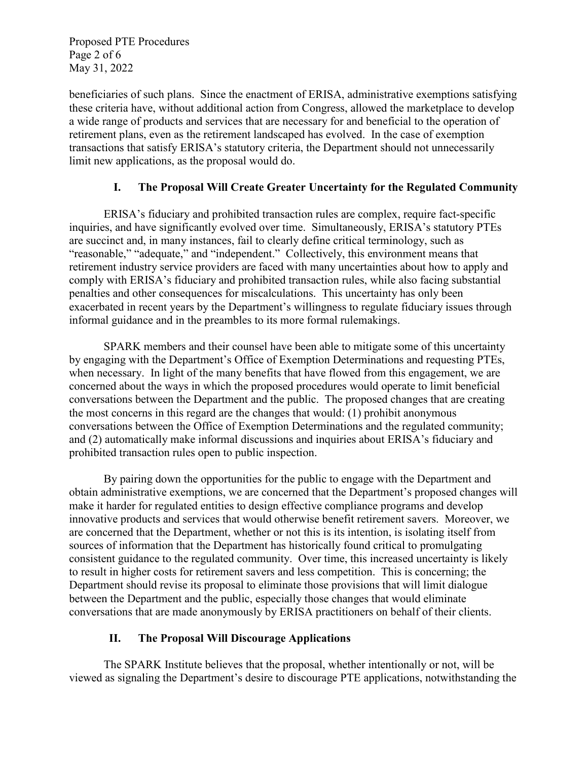beneficiaries of such plans. Since the enactment of ERISA, administrative exemptions satisfying these criteria have, without additional action from Congress, allowed the marketplace to develop a wide range of products and services that are necessary for and beneficial to the operation of retirement plans, even as the retirement landscaped has evolved. In the case of exemption transactions that satisfy ERISA's statutory criteria, the Department should not unnecessarily limit new applications, as the proposal would do.

## I. The Proposal Will Create Greater Uncertainty for the Regulated Community

ERISA's fiduciary and prohibited transaction rules are complex, require fact-specific inquiries, and have significantly evolved over time. Simultaneously, ERISA's statutory PTEs are succinct and, in many instances, fail to clearly define critical terminology, such as "reasonable," "adequate," and "independent." Collectively, this environment means that retirement industry service providers are faced with many uncertainties about how to apply and comply with ERISA's fiduciary and prohibited transaction rules, while also facing substantial penalties and other consequences for miscalculations. This uncertainty has only been exacerbated in recent years by the Department's willingness to regulate fiduciary issues through informal guidance and in the preambles to its more formal rulemakings.

SPARK members and their counsel have been able to mitigate some of this uncertainty by engaging with the Department's Office of Exemption Determinations and requesting PTEs, when necessary. In light of the many benefits that have flowed from this engagement, we are concerned about the ways in which the proposed procedures would operate to limit beneficial conversations between the Department and the public. The proposed changes that are creating the most concerns in this regard are the changes that would: (1) prohibit anonymous conversations between the Office of Exemption Determinations and the regulated community; and (2) automatically make informal discussions and inquiries about ERISA's fiduciary and prohibited transaction rules open to public inspection.

By pairing down the opportunities for the public to engage with the Department and obtain administrative exemptions, we are concerned that the Department's proposed changes will make it harder for regulated entities to design effective compliance programs and develop innovative products and services that would otherwise benefit retirement savers. Moreover, we are concerned that the Department, whether or not this is its intention, is isolating itself from sources of information that the Department has historically found critical to promulgating consistent guidance to the regulated community. Over time, this increased uncertainty is likely to result in higher costs for retirement savers and less competition. This is concerning; the Department should revise its proposal to eliminate those provisions that will limit dialogue between the Department and the public, especially those changes that would eliminate conversations that are made anonymously by ERISA practitioners on behalf of their clients.

## II. The Proposal Will Discourage Applications

The SPARK Institute believes that the proposal, whether intentionally or not, will be viewed as signaling the Department's desire to discourage PTE applications, notwithstanding the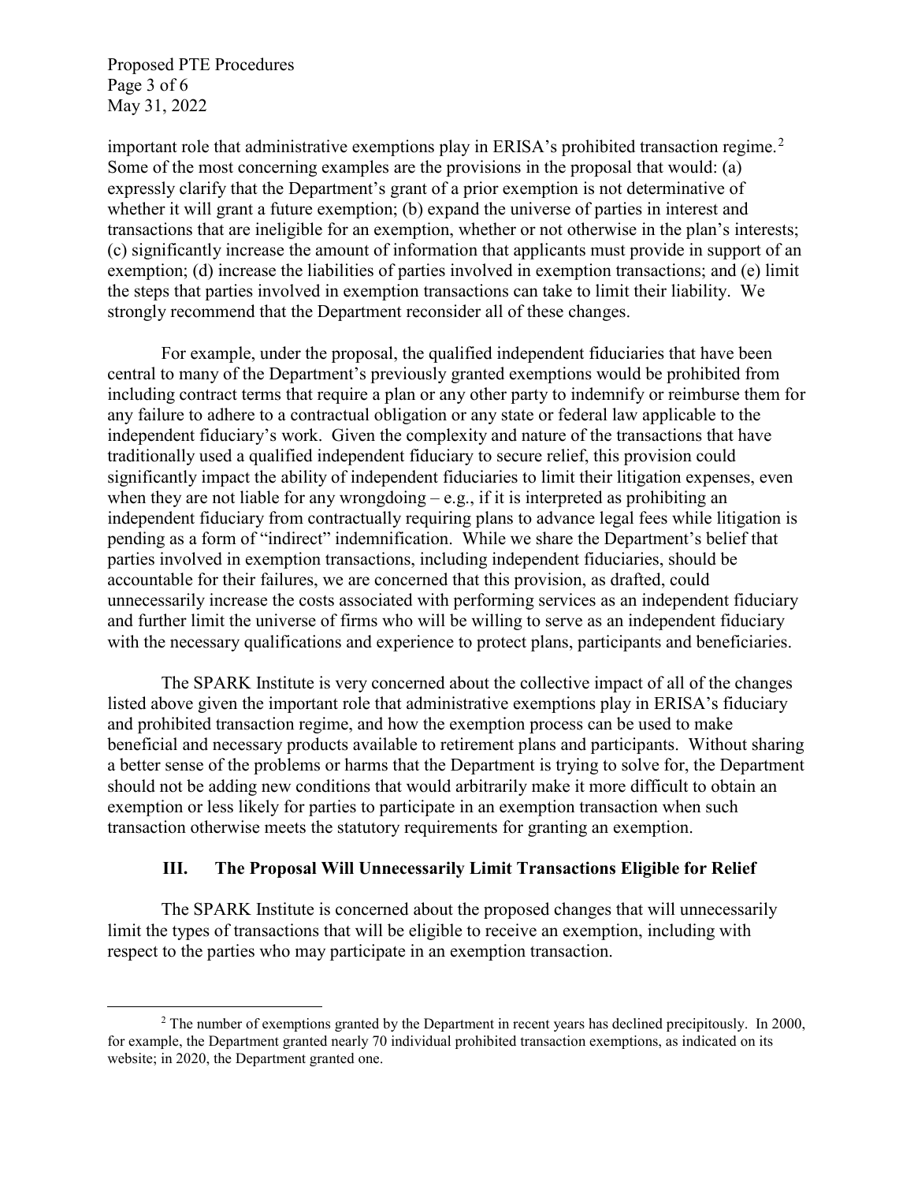important role that administrative exemptions play in ERISA's prohibited transaction regime.[2] Some of the most concerning examples are the provisions in the proposal that would: (a) expressly clarify that the Department's grant of a prior exemption is not determinative of whether it will grant a future exemption; (b) expand the universe of parties in interest and transactions that are ineligible for an exemption, whether or not otherwise in the plan's interests; (c) significantly increase the amount of information that applicants must provide in support of an exemption; (d) increase the liabilities of parties involved in exemption transactions; and (e) limit the steps that parties involved in exemption transactions can take to limit their liability. We strongly recommend that the Department reconsider all of these changes.

For example, under the proposal, the qualified independent fiduciaries that have been central to many of the Department's previously granted exemptions would be prohibited from including contract terms that require a plan or any other party to indemnify or reimburse them for any failure to adhere to a contractual obligation or any state or federal law applicable to the independent fiduciary's work. Given the complexity and nature of the transactions that have traditionally used a qualified independent fiduciary to secure relief, this provision could significantly impact the ability of independent fiduciaries to limit their litigation expenses, even when they are not liable for any wrongdoing – e.g., if it is interpreted as prohibiting an independent fiduciary from contractually requiring plans to advance legal fees while litigation is pending as a form of "indirect" indemnification. While we share the Department's belief that parties involved in exemption transactions, including independent fiduciaries, should be accountable for their failures, we are concerned that this provision, as drafted, could unnecessarily increase the costs associated with performing services as an independent fiduciary and further limit the universe of firms who will be willing to serve as an independent fiduciary with the necessary qualifications and experience to protect plans, participants and beneficiaries.

The SPARK Institute is very concerned about the collective impact of all of the changes listed above given the important role that administrative exemptions play in ERISA's fiduciary and prohibited transaction regime, and how the exemption process can be used to make beneficial and necessary products available to retirement plans and participants. Without sharing a better sense of the problems or harms that the Department is trying to solve for, the Department should not be adding new conditions that would arbitrarily make it more difficult to obtain an exemption or less likely for parties to participate in an exemption transaction when such transaction otherwise meets the statutory requirements for granting an exemption.

## III. The Proposal Will Unnecessarily Limit Transactions Eligible for Relief

The SPARK Institute is concerned about the proposed changes that will unnecessarily limit the types of transactions that will be eligible to receive an exemption, including with respect to the parties who may participate in an exemption transaction.

[2] The number of exemptions granted by the Department in recent years has declined precipitously. In 2000, for example, the Department granted nearly 70 individual prohibited transaction exemptions, as indicated on its website; in 2020, the Department granted one.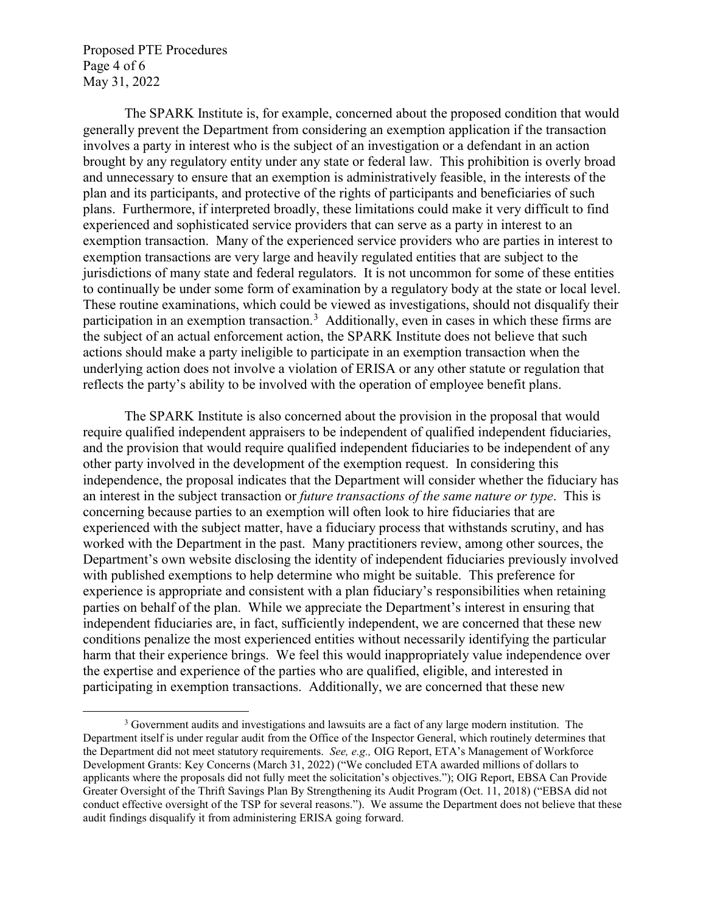The SPARK Institute is, for example, concerned about the proposed condition that would generally prevent the Department from considering an exemption application if the transaction involves a party in interest who is the subject of an investigation or a defendant in an action brought by any regulatory entity under any state or federal law. This prohibition is overly broad and unnecessary to ensure that an exemption is administratively feasible, in the interests of the plan and its participants, and protective of the rights of participants and beneficiaries of such plans. Furthermore, if interpreted broadly, these limitations could make it very difficult to find experienced and sophisticated service providers that can serve as a party in interest to an exemption transaction. Many of the experienced service providers who are parties in interest to exemption transactions are very large and heavily regulated entities that are subject to the jurisdictions of many state and federal regulators. It is not uncommon for some of these entities to continually be under some form of examination by a regulatory body at the state or local level. These routine examinations, which could be viewed as investigations, should not disqualify their participation in an exemption transaction.[3] Additionally, even in cases in which these firms are the subject of an actual enforcement action, the SPARK Institute does not believe that such actions should make a party ineligible to participate in an exemption transaction when the underlying action does not involve a violation of ERISA or any other statute or regulation that reflects the party's ability to be involved with the operation of employee benefit plans.

The SPARK Institute is also concerned about the provision in the proposal that would require qualified independent appraisers to be independent of qualified independent fiduciaries, and the provision that would require qualified independent fiduciaries to be independent of any other party involved in the development of the exemption request. In considering this independence, the proposal indicates that the Department will consider whether the fiduciary has an interest in the subject transaction or *future transactions of the same nature or type*. This is concerning because parties to an exemption will often look to hire fiduciaries that are experienced with the subject matter, have a fiduciary process that withstands scrutiny, and has worked with the Department in the past. Many practitioners review, among other sources, the Department's own website disclosing the identity of independent fiduciaries previously involved with published exemptions to help determine who might be suitable. This preference for experience is appropriate and consistent with a plan fiduciary's responsibilities when retaining parties on behalf of the plan. While we appreciate the Department's interest in ensuring that independent fiduciaries are, in fact, sufficiently independent, we are concerned that these new conditions penalize the most experienced entities without necessarily identifying the particular harm that their experience brings. We feel this would inappropriately value independence over the expertise and experience of the parties who are qualified, eligible, and interested in participating in exemption transactions. Additionally, we are concerned that these new

[3] Government audits and investigations and lawsuits are a fact of any large modern institution. The Department itself is under regular audit from the Office of the Inspector General, which routinely determines that the Department did not meet statutory requirements. *See, e.g.,* OIG Report, ETA's Management of Workforce Development Grants: Key Concerns (March 31, 2022) ("We concluded ETA awarded millions of dollars to applicants where the proposals did not fully meet the solicitation's objectives."); OIG Report, EBSA Can Provide Greater Oversight of the Thrift Savings Plan By Strengthening its Audit Program (Oct. 11, 2018) ("EBSA did not conduct effective oversight of the TSP for several reasons."). We assume the Department does not believe that these audit findings disqualify it from administering ERISA going forward.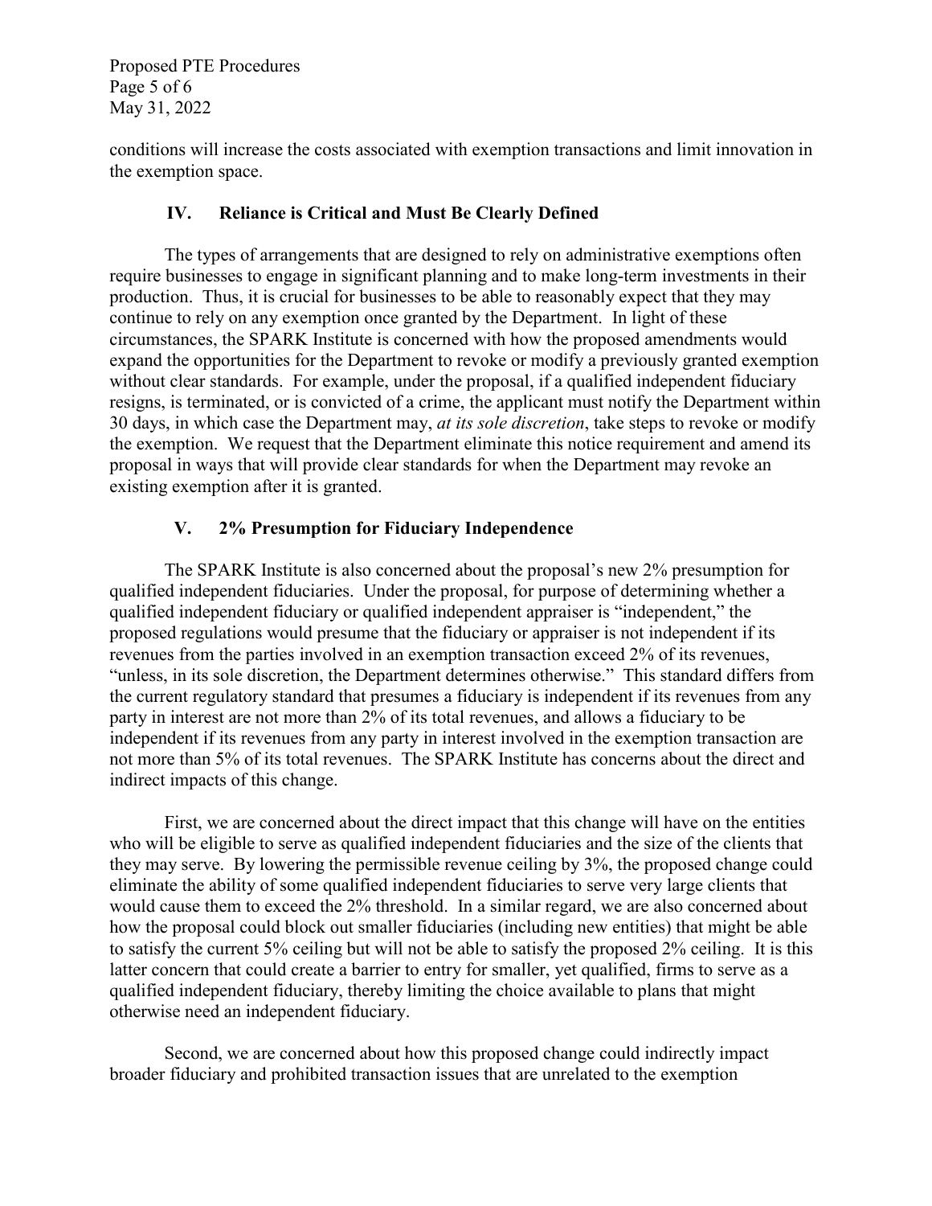conditions will increase the costs associated with exemption transactions and limit innovation in the exemption space.

## IV. Reliance is Critical and Must Be Clearly Defined

The types of arrangements that are designed to rely on administrative exemptions often require businesses to engage in significant planning and to make long-term investments in their production. Thus, it is crucial for businesses to be able to reasonably expect that they may continue to rely on any exemption once granted by the Department. In light of these circumstances, the SPARK Institute is concerned with how the proposed amendments would expand the opportunities for the Department to revoke or modify a previously granted exemption without clear standards. For example, under the proposal, if a qualified independent fiduciary resigns, is terminated, or is convicted of a crime, the applicant must notify the Department within 30 days, in which case the Department may, *at its sole discretion*, take steps to revoke or modify the exemption. We request that the Department eliminate this notice requirement and amend its proposal in ways that will provide clear standards for when the Department may revoke an existing exemption after it is granted.

## V. 2% Presumption for Fiduciary Independence

The SPARK Institute is also concerned about the proposal's new 2% presumption for qualified independent fiduciaries. Under the proposal, for purpose of determining whether a qualified independent fiduciary or qualified independent appraiser is "independent," the proposed regulations would presume that the fiduciary or appraiser is not independent if its revenues from the parties involved in an exemption transaction exceed 2% of its revenues, "unless, in its sole discretion, the Department determines otherwise." This standard differs from the current regulatory standard that presumes a fiduciary is independent if its revenues from any party in interest are not more than 2% of its total revenues, and allows a fiduciary to be independent if its revenues from any party in interest involved in the exemption transaction are not more than 5% of its total revenues. The SPARK Institute has concerns about the direct and indirect impacts of this change.

First, we are concerned about the direct impact that this change will have on the entities who will be eligible to serve as qualified independent fiduciaries and the size of the clients that they may serve. By lowering the permissible revenue ceiling by 3%, the proposed change could eliminate the ability of some qualified independent fiduciaries to serve very large clients that would cause them to exceed the 2% threshold. In a similar regard, we are also concerned about how the proposal could block out smaller fiduciaries (including new entities) that might be able to satisfy the current 5% ceiling but will not be able to satisfy the proposed 2% ceiling. It is this latter concern that could create a barrier to entry for smaller, yet qualified, firms to serve as a qualified independent fiduciary, thereby limiting the choice available to plans that might otherwise need an independent fiduciary.

Second, we are concerned about how this proposed change could indirectly impact broader fiduciary and prohibited transaction issues that are unrelated to the exemption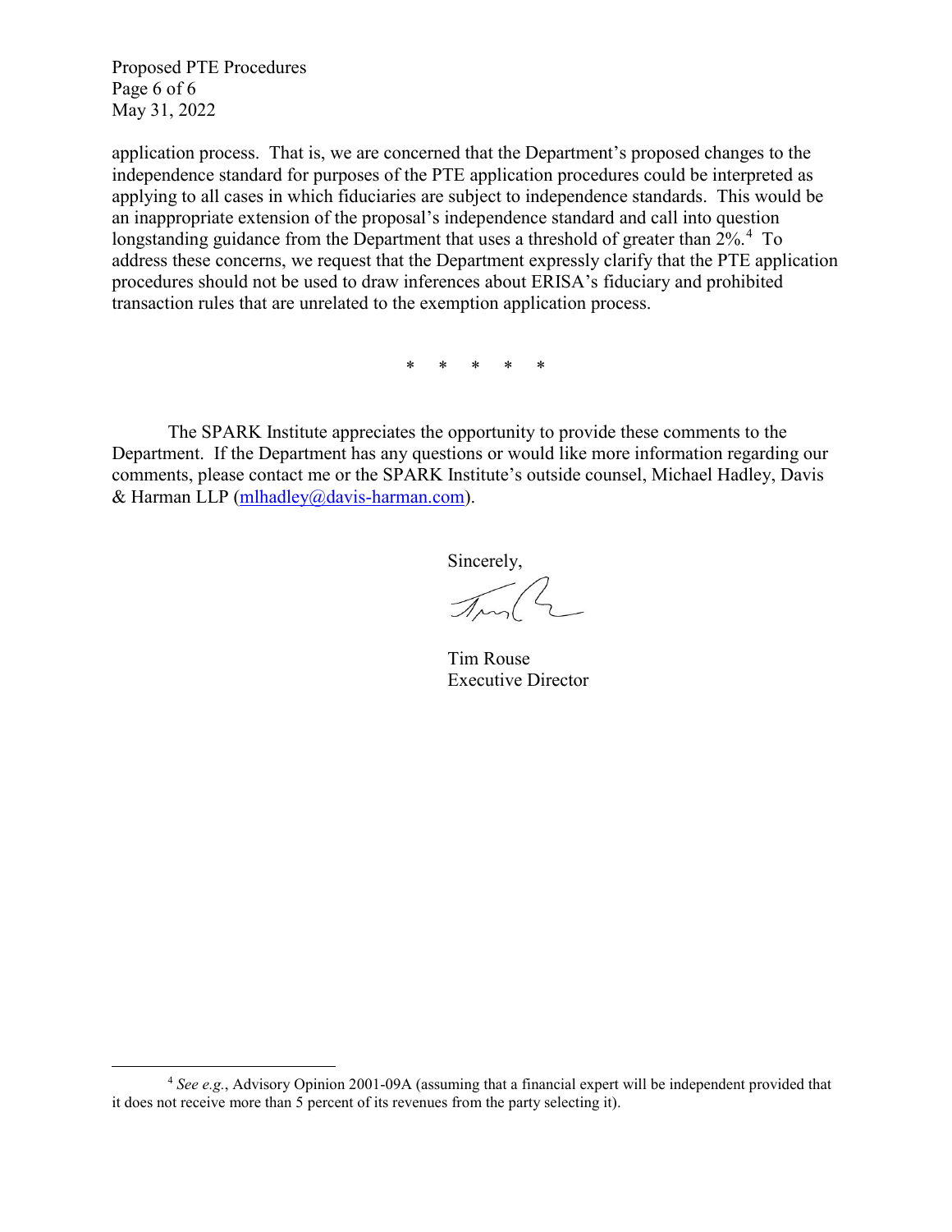application process. That is, we are concerned that the Department's proposed changes to the independence standard for purposes of the PTE application procedures could be interpreted as applying to all cases in which fiduciaries are subject to independence standards. This would be an inappropriate extension of the proposal's independence standard and call into question longstanding guidance from the Department that uses a threshold of greater than 2%.[4] To address these concerns, we request that the Department expressly clarify that the PTE application procedures should not be used to draw inferences about ERISA's fiduciary and prohibited transaction rules that are unrelated to the exemption application process.

\* \* \* \* \*

The SPARK Institute appreciates the opportunity to provide these comments to the Department. If the Department has any questions or would like more information regarding our comments, please contact me or the SPARK Institute's outside counsel, Michael Hadley, Davis & Harman LLP (mlhadley@davis-harman.com).

Sincerely,

Tim Rouse
Executive Director

---

[4] *See e.g.*, Advisory Opinion 2001-09A (assuming that a financial expert will be independent provided that it does not receive more than 5 percent of its revenues from the party selecting it).